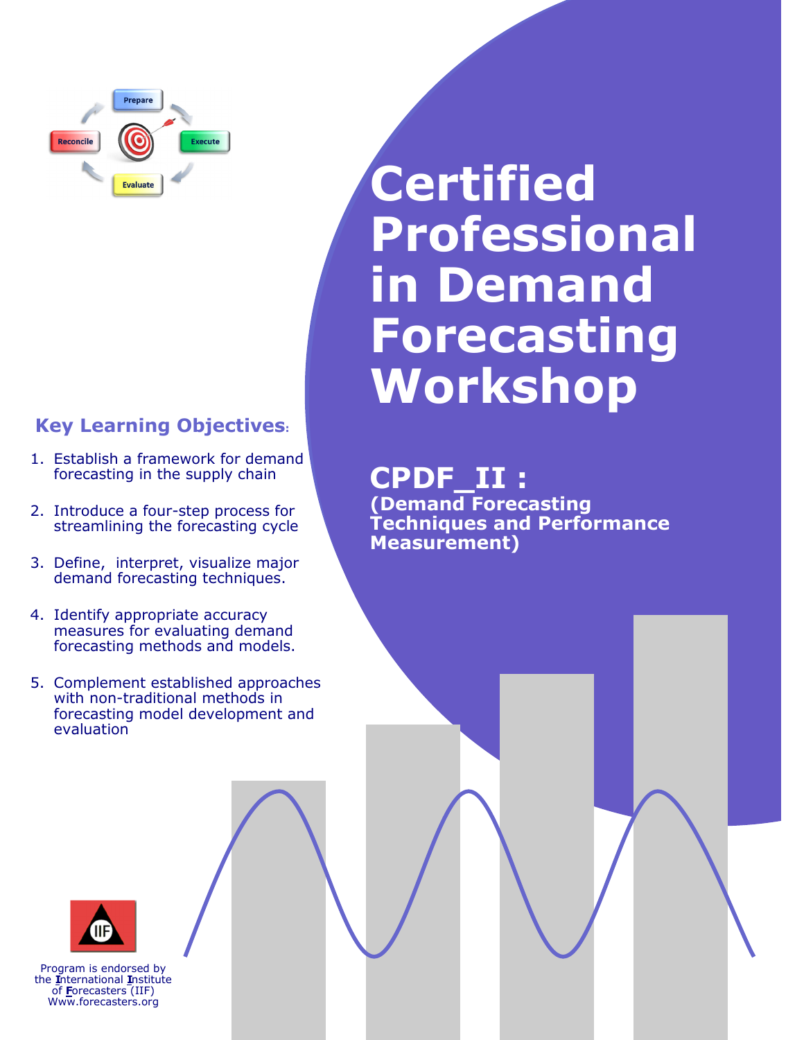Prepare

Reconcile

Execute

Evaluate

# Certified Professional in Demand Forecasting Workshop

## CPDF_II :

**(Demand Forecasting Techniques and Performance Measurement)**

## Key Learning Objectives:

1. Establish a framework for demand forecasting in the supply chain
2. Introduce a four-step process for streamlining the forecasting cycle
3. Define, interpret, visualize major demand forecasting techniques.
4. Identify appropriate accuracy measures for evaluating demand forecasting methods and models.
5. Complement established approaches with non-traditional methods in forecasting model development and evaluation

IIF

Program is endorsed by the **I**nternational **I**nstitute of **F**orecasters (IIF)
Www.forecasters.org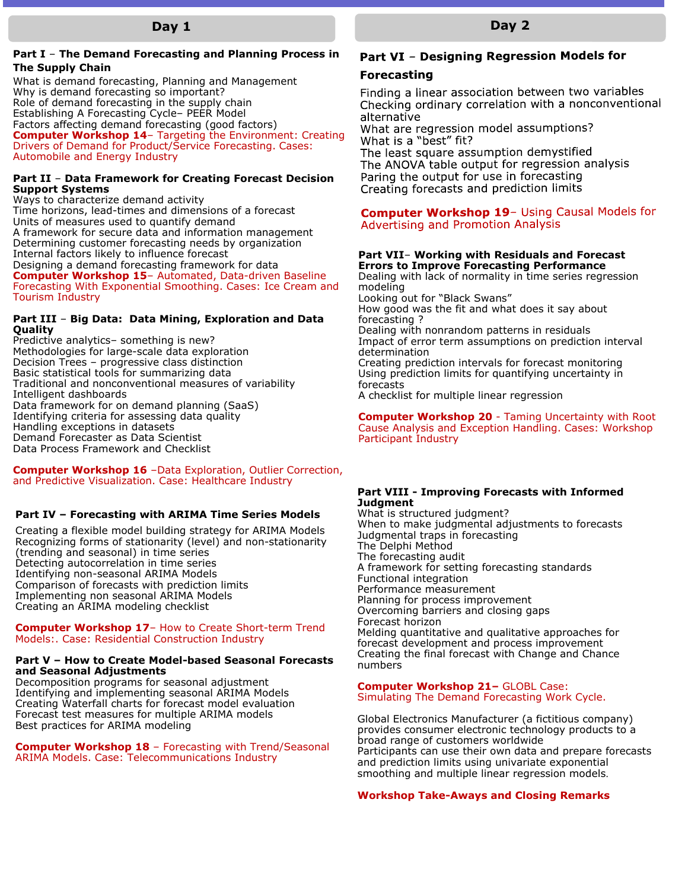## Day 1

### Part I – The Demand Forecasting and Planning Process in The Supply Chain

What is demand forecasting, Planning and Management
Why is demand forecasting so important?
Role of demand forecasting in the supply chain
Establishing A Forecasting Cycle– PEER Model
Factors affecting demand forecasting (good factors)
**Computer Workshop 14**– Targeting the Environment: Creating Drivers of Demand for Product/Service Forecasting. Cases: Automobile and Energy Industry

### Part II – Data Framework for Creating Forecast Decision Support Systems

Ways to characterize demand activity
Time horizons, lead-times and dimensions of a forecast
Units of measures used to quantify demand
A framework for secure data and information management
Determining customer forecasting needs by organization
Internal factors likely to influence forecast
Designing a demand forecasting framework for data
**Computer Workshop 15**– Automated, Data-driven Baseline Forecasting With Exponential Smoothing. Cases: Ice Cream and Tourism Industry

### Part III – Big Data: Data Mining, Exploration and Data Quality

Predictive analytics– something is new?
Methodologies for large-scale data exploration
Decision Trees – progressive class distinction
Basic statistical tools for summarizing data
Traditional and nonconventional measures of variability
Intelligent dashboards
Data framework for on demand planning (SaaS)
Identifying criteria for assessing data quality
Handling exceptions in datasets
Demand Forecaster as Data Scientist
Data Process Framework and Checklist

**Computer Workshop 16** –Data Exploration, Outlier Correction, and Predictive Visualization. Case: Healthcare Industry

### Part IV – Forecasting with ARIMA Time Series Models

Creating a flexible model building strategy for ARIMA Models
Recognizing forms of stationarity (level) and non-stationarity (trending and seasonal) in time series
Detecting autocorrelation in time series
Identifying non-seasonal ARIMA Models
Comparison of forecasts with prediction limits
Implementing non seasonal ARIMA Models
Creating an ARIMA modeling checklist

**Computer Workshop 17**– How to Create Short-term Trend Models:. Case: Residential Construction Industry

### Part V – How to Create Model-based Seasonal Forecasts and Seasonal Adjustments

Decomposition programs for seasonal adjustment
Identifying and implementing seasonal ARIMA Models
Creating Waterfall charts for forecast model evaluation
Forecast test measures for multiple ARIMA models
Best practices for ARIMA modeling

**Computer Workshop 18** – Forecasting with Trend/Seasonal ARIMA Models. Case: Telecommunications Industry

## Day 2

### Part VI – Designing Regression Models for Forecasting

Finding a linear association between two variables
Checking ordinary correlation with a nonconventional alternative
What are regression model assumptions?
What is a "best" fit?
The least square assumption demystified
The ANOVA table output for regression analysis
Paring the output for use in forecasting
Creating forecasts and prediction limits

**Computer Workshop 19**– Using Causal Models for Advertising and Promotion Analysis

### Part VII– Working with Residuals and Forecast Errors to Improve Forecasting Performance

Dealing with lack of normality in time series regression modeling
Looking out for "Black Swans"
How good was the fit and what does it say about forecasting ?
Dealing with nonrandom patterns in residuals
Impact of error term assumptions on prediction interval determination
Creating prediction intervals for forecast monitoring
Using prediction limits for quantifying uncertainty in forecasts
A checklist for multiple linear regression

**Computer Workshop 20** - Taming Uncertainty with Root Cause Analysis and Exception Handling. Cases: Workshop Participant Industry

### Part VIII - Improving Forecasts with Informed Judgment

What is structured judgment?
When to make judgmental adjustments to forecasts
Judgmental traps in forecasting
The Delphi Method
The forecasting audit
A framework for setting forecasting standards
Functional integration
Performance measurement
Planning for process improvement
Overcoming barriers and closing gaps
Forecast horizon
Melding quantitative and qualitative approaches for forecast development and process improvement
Creating the final forecast with Change and Chance numbers

**Computer Workshop 21–** GLOBL Case: Simulating The Demand Forecasting Work Cycle.

Global Electronics Manufacturer (a fictitious company) provides consumer electronic technology products to a broad range of customers worldwide
Participants can use their own data and prepare forecasts and prediction limits using univariate exponential smoothing and multiple linear regression models.

**Workshop Take-Aways and Closing Remarks**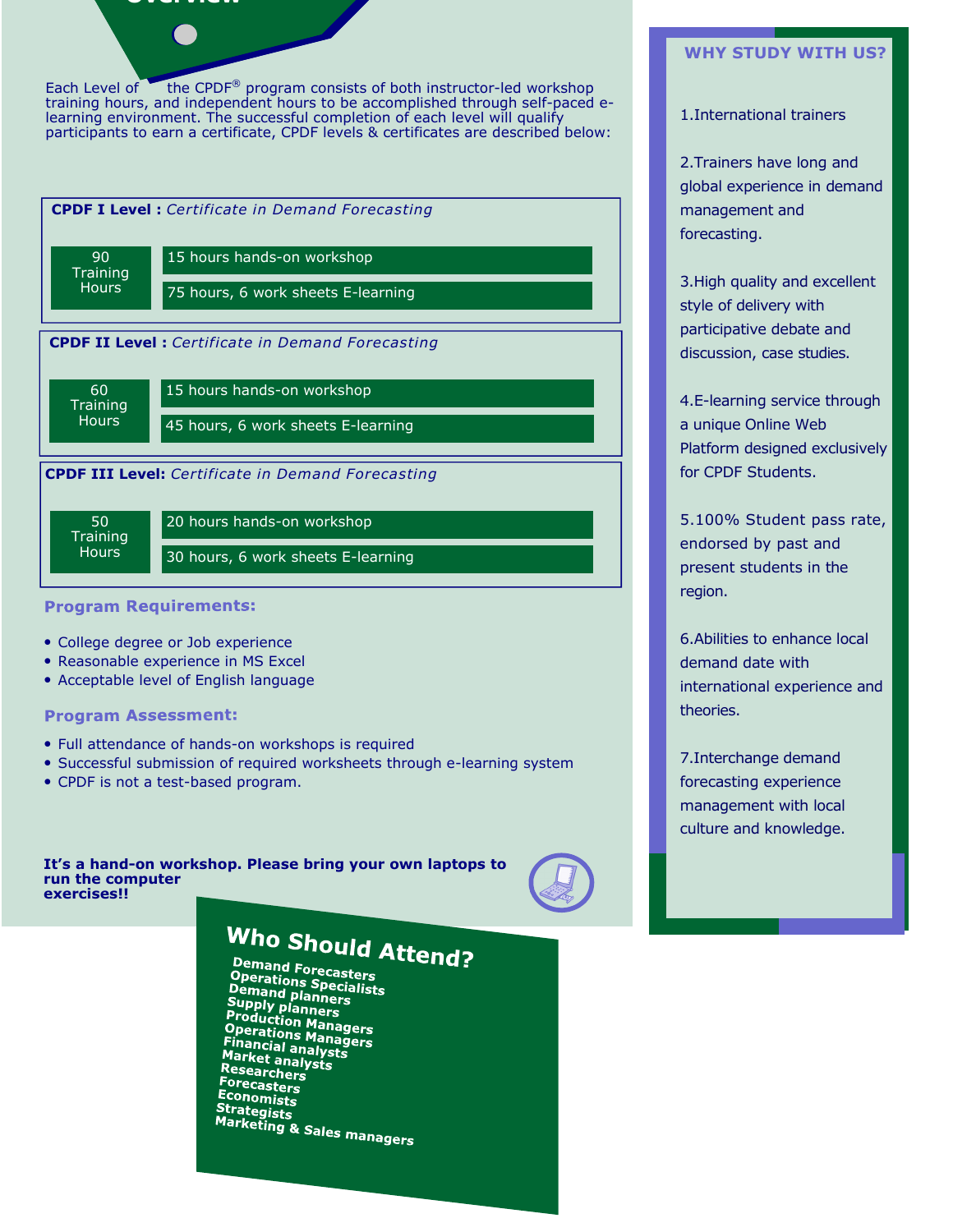Each Level of the CPDF® program consists of both instructor-led workshop training hours, and independent hours to be accomplished through self-paced e-learning environment. The successful completion of each level will qualify participants to earn a certificate, CPDF levels & certificates are described below:

**CPDF I Level :** *Certificate in Demand Forecasting*

| 90 Training Hours | 15 hours hands-on workshop |
|---|---|
| | 75 hours, 6 work sheets E-learning |

**CPDF II Level :** *Certificate in Demand Forecasting*

| 60 Training Hours | 15 hours hands-on workshop |
|---|---|
| | 45 hours, 6 work sheets E-learning |

**CPDF III Level:** *Certificate in Demand Forecasting*

| 50 Training Hours | 20 hours hands-on workshop |
|---|---|
| | 30 hours, 6 work sheets E-learning |

### Program Requirements:

- College degree or Job experience
- Reasonable experience in MS Excel
- Acceptable level of English language

### Program Assessment:

- Full attendance of hands-on workshops is required
- Successful submission of required worksheets through e-learning system
- CPDF is not a test-based program.

**It's a hand-on workshop. Please bring your own laptops to run the computer exercises!!**

## Who Should Attend?

**Demand Forecasters**
**Operations Specialists**
**Demand planners**
**Supply planners**
**Production Managers**
**Operations Managers**
**Financial analysts**
**Market analysts**
**Researchers**
**Forecasters**
**Economists**
**Strategists**
**Marketing & Sales managers**

### WHY STUDY WITH US?

1.International trainers

2.Trainers have long and global experience in demand management and forecasting.

3.High quality and excellent style of delivery with participative debate and discussion, case studies.

4.E-learning service through a unique Online Web Platform designed exclusively for CPDF Students.

5.100% Student pass rate, endorsed by past and present students in the region.

6.Abilities to enhance local demand date with international experience and theories.

7.Interchange demand forecasting experience management with local culture and knowledge.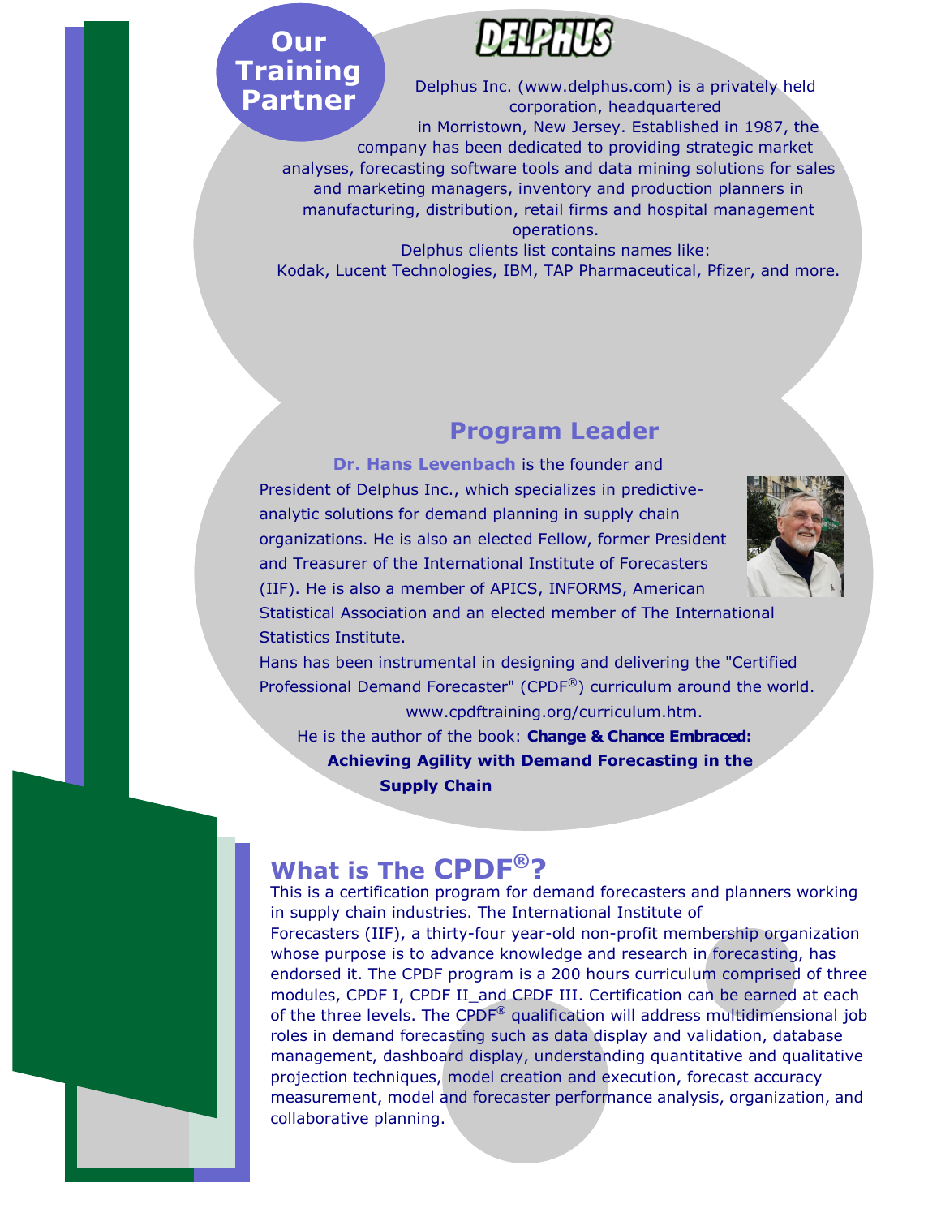## Our Training Partner

**DELPHUS**

Delphus Inc. (www.delphus.com) is a privately held corporation, headquartered in Morristown, New Jersey. Established in 1987, the company has been dedicated to providing strategic market analyses, forecasting software tools and data mining solutions for sales and marketing managers, inventory and production planners in manufacturing, distribution, retail firms and hospital management operations.

Delphus clients list contains names like:
Kodak, Lucent Technologies, IBM, TAP Pharmaceutical, Pfizer, and more.

## Program Leader

**Dr. Hans Levenbach** is the founder and President of Delphus Inc., which specializes in predictive-analytic solutions for demand planning in supply chain organizations. He is also an elected Fellow, former President and Treasurer of the International Institute of Forecasters (IIF). He is also a member of APICS, INFORMS, American Statistical Association and an elected member of The International Statistics Institute.

Hans has been instrumental in designing and delivering the "Certified Professional Demand Forecaster" (CPDF®) curriculum around the world.
www.cpdftraining.org/curriculum.htm.

He is the author of the book: **Change & Chance Embraced: Achieving Agility with Demand Forecasting in the Supply Chain**

## What is The CPDF®?

This is a certification program for demand forecasters and planners working in supply chain industries. The International Institute of Forecasters (IIF), a thirty-four year-old non-profit membership organization whose purpose is to advance knowledge and research in forecasting, has endorsed it. The CPDF program is a 200 hours curriculum comprised of three modules, CPDF I, CPDF II_and CPDF III. Certification can be earned at each of the three levels. The CPDF® qualification will address multidimensional job roles in demand forecasting such as data display and validation, database management, dashboard display, understanding quantitative and qualitative projection techniques, model creation and execution, forecast accuracy measurement, model and forecaster performance analysis, organization, and collaborative planning.